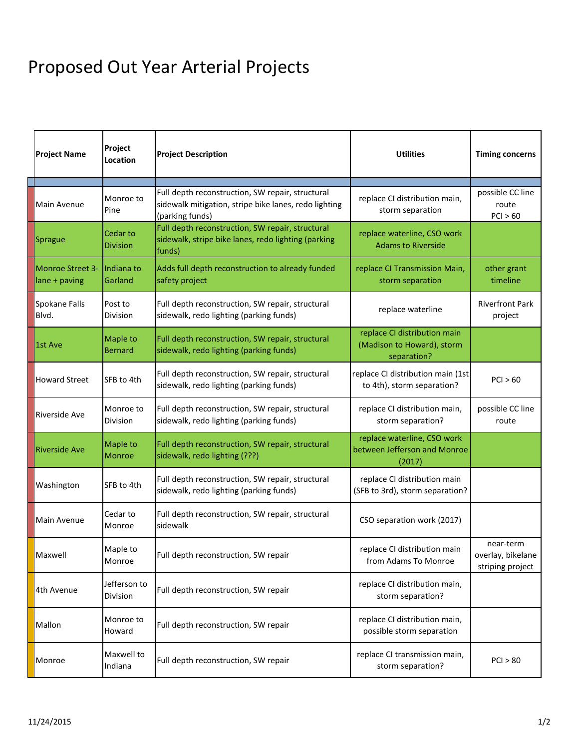# Proposed Out Year Arterial Projects

| Project Name | Project Location | Project Description | Utilities | Timing concerns |
|---|---|---|---|---|
| Main Avenue | Monroe to Pine | Full depth reconstruction, SW repair, structural sidewalk mitigation, stripe bike lanes, redo lighting (parking funds) | replace CI distribution main, storm separation | possible CC line route PCI > 60 |
| Sprague | Cedar to Division | Full depth reconstruction, SW repair, structural sidewalk, stripe bike lanes, redo lighting (parking funds) | replace waterline, CSO work Adams to Riverside | |
| Monroe Street 3-lane + paving | Indiana to Garland | Adds full depth reconstruction to already funded safety project | replace CI Transmission Main, storm separation | other grant timeline |
| Spokane Falls Blvd. | Post to Division | Full depth reconstruction, SW repair, structural sidewalk, redo lighting (parking funds) | replace waterline | Riverfront Park project |
| 1st Ave | Maple to Bernard | Full depth reconstruction, SW repair, structural sidewalk, redo lighting (parking funds) | replace CI distribution main (Madison to Howard), storm separation? | |
| Howard Street | SFB to 4th | Full depth reconstruction, SW repair, structural sidewalk, redo lighting (parking funds) | replace CI distribution main (1st to 4th), storm separation? | PCI > 60 |
| Riverside Ave | Monroe to Division | Full depth reconstruction, SW repair, structural sidewalk, redo lighting (parking funds) | replace CI distribution main, storm separation? | possible CC line route |
| Riverside Ave | Maple to Monroe | Full depth reconstruction, SW repair, structural sidewalk, redo lighting (???) | replace waterline, CSO work between Jefferson and Monroe (2017) | |
| Washington | SFB to 4th | Full depth reconstruction, SW repair, structural sidewalk, redo lighting (parking funds) | replace CI distribution main (SFB to 3rd), storm separation? | |
| Main Avenue | Cedar to Monroe | Full depth reconstruction, SW repair, structural sidewalk | CSO separation work (2017) | |
| Maxwell | Maple to Monroe | Full depth reconstruction, SW repair | replace CI distribution main from Adams To Monroe | near-term overlay, bikelane striping project |
| 4th Avenue | Jefferson to Division | Full depth reconstruction, SW repair | replace CI distribution main, storm separation? | |
| Mallon | Monroe to Howard | Full depth reconstruction, SW repair | replace CI distribution main, possible storm separation | |
| Monroe | Maxwell to Indiana | Full depth reconstruction, SW repair | replace CI transmission main, storm separation? | PCI > 80 |

11/24/2015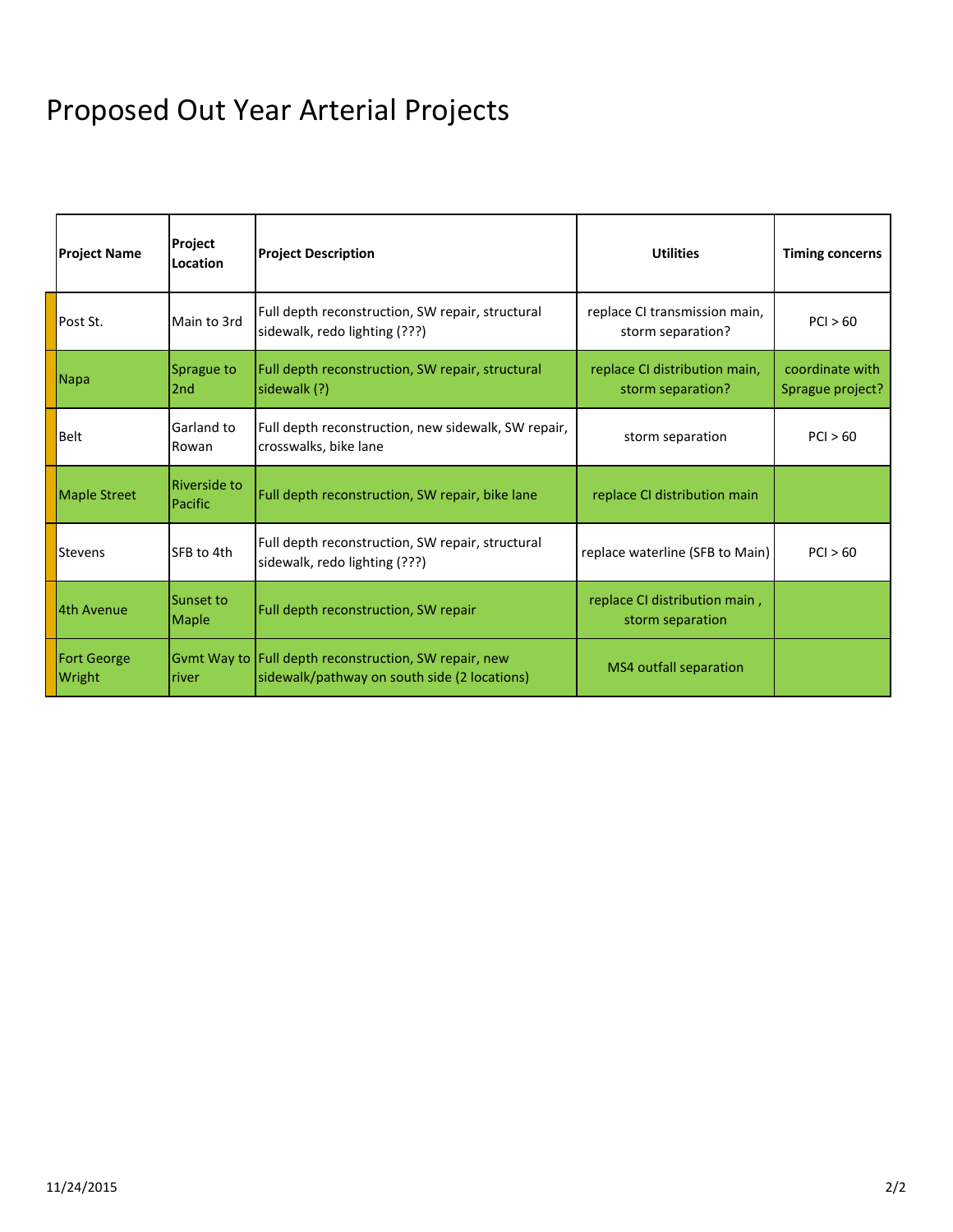# Proposed Out Year Arterial Projects

| Project Name | Project Location | Project Description | Utilities | Timing concerns |
|---|---|---|---|---|
| Post St. | Main to 3rd | Full depth reconstruction, SW repair, structural sidewalk, redo lighting (???) | replace CI transmission main, storm separation? | PCI > 60 |
| Napa | Sprague to 2nd | Full depth reconstruction, SW repair, structural sidewalk (?) | replace CI distribution main, storm separation? | coordinate with Sprague project? |
| Belt | Garland to Rowan | Full depth reconstruction, new sidewalk, SW repair, crosswalks, bike lane | storm separation | PCI > 60 |
| Maple Street | Riverside to Pacific | Full depth reconstruction, SW repair, bike lane | replace CI distribution main | |
| Stevens | SFB to 4th | Full depth reconstruction, SW repair, structural sidewalk, redo lighting (???) | replace waterline (SFB to Main) | PCI > 60 |
| 4th Avenue | Sunset to Maple | Full depth reconstruction, SW repair | replace CI distribution main , storm separation | |
| Fort George Wright | Gvmt Way to river | Full depth reconstruction, SW repair, new sidewalk/pathway on south side (2 locations) | MS4 outfall separation | |

11/24/2015